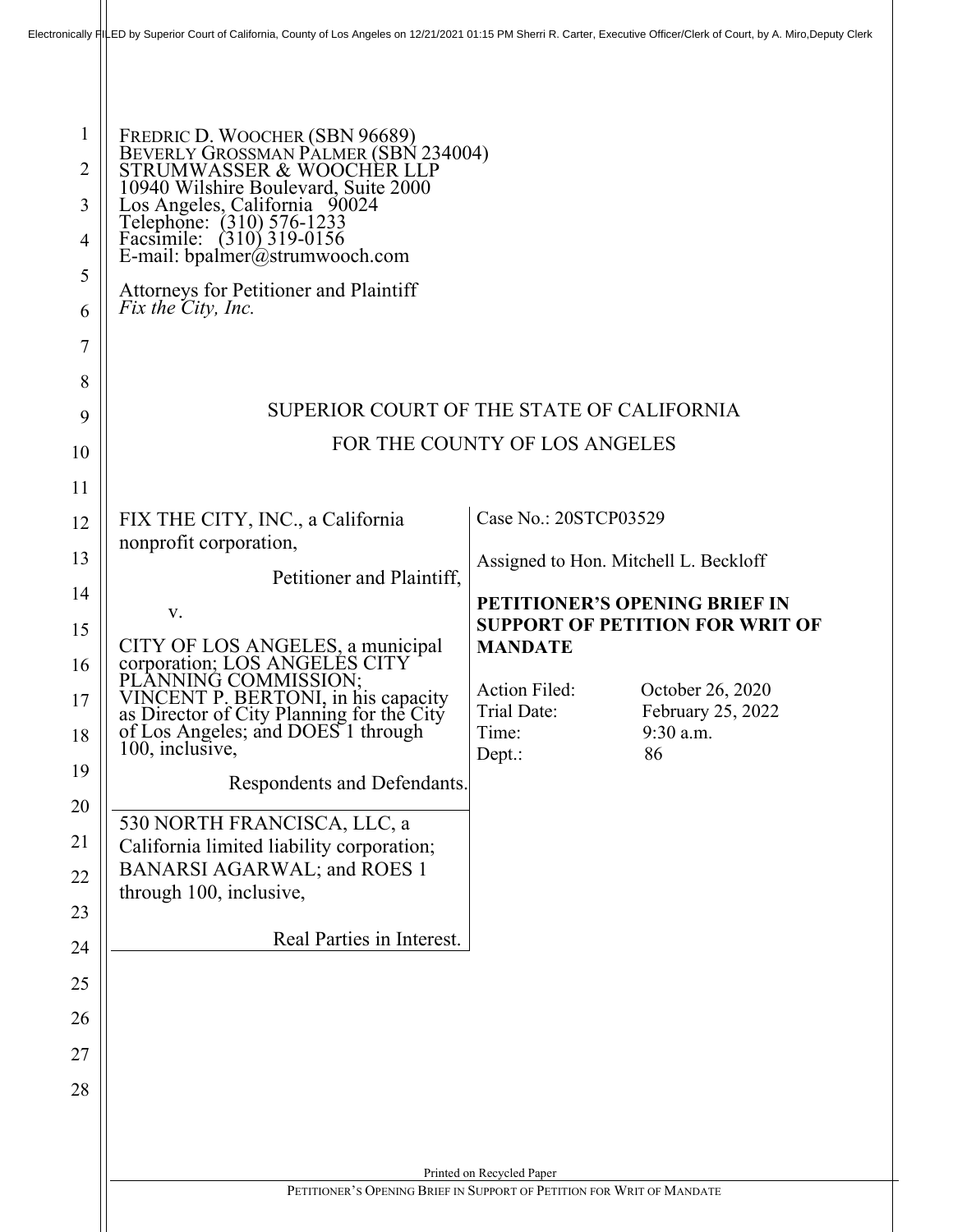Electronically FILED by Superior Court of California, County of Los Angeles on 12/21/2021 01:15 PM Sherri R. Carter, Executive Officer/Clerk of Court, by A. Miro,Deputy Clerk

FREDRIC D. WOOCHER (SBN 96689)
BEVERLY GROSSMAN PALMER (SBN 234004)
STRUMWASSER & WOOCHER LLP
10940 Wilshire Boulevard, Suite 2000
Los Angeles, California 90024
Telephone: (310) 576-1233
Facsimile: (310) 319-0156
E-mail: bpalmer@strumwooch.com

Attorneys for Petitioner and Plaintiff
*Fix the City, Inc.*

SUPERIOR COURT OF THE STATE OF CALIFORNIA

FOR THE COUNTY OF LOS ANGELES

| | |
|---|---|
| FIX THE CITY, INC., a California nonprofit corporation,<br><br>Petitioner and Plaintiff,<br><br>v.<br><br>CITY OF LOS ANGELES, a municipal corporation; LOS ANGELES CITY PLANNING COMMISSION; VINCENT P. BERTONI, in his capacity as Director of City Planning for the City of Los Angeles; and DOES 1 through 100, inclusive,<br><br>Respondents and Defendants.<br><br>530 NORTH FRANCISCA, LLC, a California limited liability corporation; BANARSI AGARWAL; and ROES 1 through 100, inclusive,<br><br>Real Parties in Interest. | Case No.: 20STCP03529<br><br>Assigned to Hon. Mitchell L. Beckloff<br><br>**PETITIONER'S OPENING BRIEF IN SUPPORT OF PETITION FOR WRIT OF MANDATE**<br><br>Action Filed: October 26, 2020<br>Trial Date: February 25, 2022<br>Time: 9:30 a.m.<br>Dept.: 86 |

Printed on Recycled Paper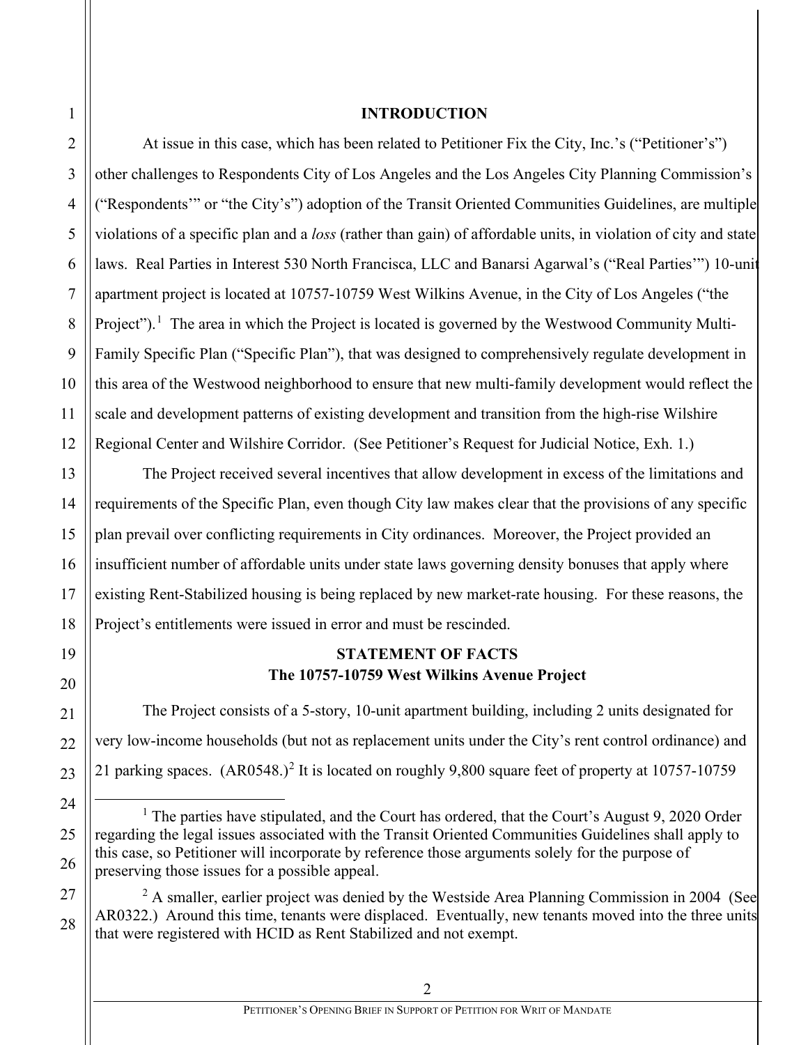## INTRODUCTION

At issue in this case, which has been related to Petitioner Fix the City, Inc.'s ("Petitioner's") other challenges to Respondents City of Los Angeles and the Los Angeles City Planning Commission's ("Respondents'" or "the City's") adoption of the Transit Oriented Communities Guidelines, are multiple violations of a specific plan and a *loss* (rather than gain) of affordable units, in violation of city and state laws. Real Parties in Interest 530 North Francisca, LLC and Banarsi Agarwal's ("Real Parties'") 10-unit apartment project is located at 10757-10759 West Wilkins Avenue, in the City of Los Angeles ("the Project").[1] The area in which the Project is located is governed by the Westwood Community Multi-Family Specific Plan ("Specific Plan"), that was designed to comprehensively regulate development in this area of the Westwood neighborhood to ensure that new multi-family development would reflect the scale and development patterns of existing development and transition from the high-rise Wilshire Regional Center and Wilshire Corridor. (See Petitioner's Request for Judicial Notice, Exh. 1.)

The Project received several incentives that allow development in excess of the limitations and requirements of the Specific Plan, even though City law makes clear that the provisions of any specific plan prevail over conflicting requirements in City ordinances. Moreover, the Project provided an insufficient number of affordable units under state laws governing density bonuses that apply where existing Rent-Stabilized housing is being replaced by new market-rate housing. For these reasons, the Project's entitlements were issued in error and must be rescinded.

## STATEMENT OF FACTS

### The 10757-10759 West Wilkins Avenue Project

The Project consists of a 5-story, 10-unit apartment building, including 2 units designated for very low-income households (but not as replacement units under the City's rent control ordinance) and 21 parking spaces. (AR0548.)[2] It is located on roughly 9,800 square feet of property at 10757-10759

---

[1] The parties have stipulated, and the Court has ordered, that the Court's August 9, 2020 Order regarding the legal issues associated with the Transit Oriented Communities Guidelines shall apply to this case, so Petitioner will incorporate by reference those arguments solely for the purpose of preserving those issues for a possible appeal.

[2] A smaller, earlier project was denied by the Westside Area Planning Commission in 2004 (See AR0322.) Around this time, tenants were displaced. Eventually, new tenants moved into the three units that were registered with HCID as Rent Stabilized and not exempt.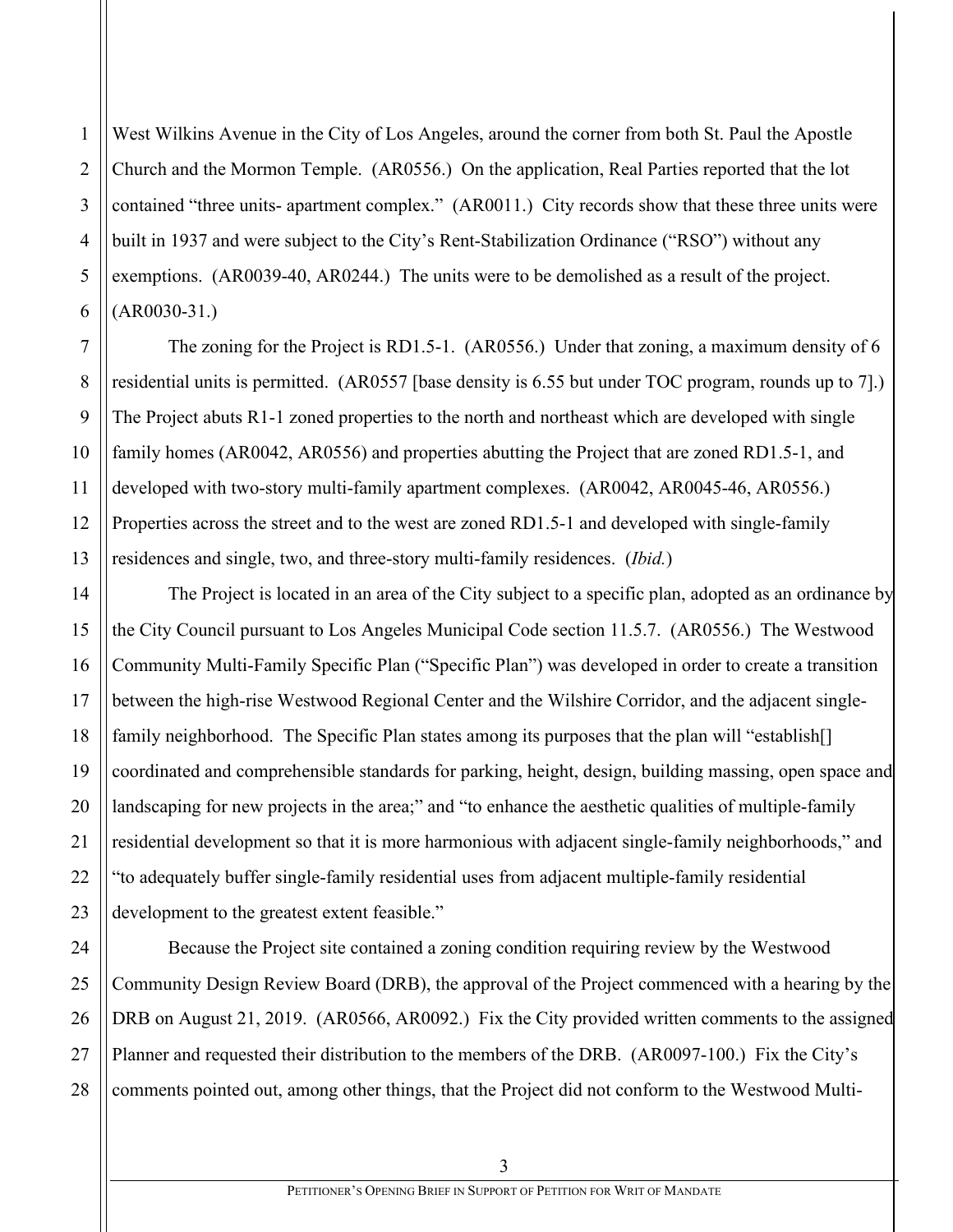West Wilkins Avenue in the City of Los Angeles, around the corner from both St. Paul the Apostle Church and the Mormon Temple. (AR0556.) On the application, Real Parties reported that the lot contained "three units- apartment complex." (AR0011.) City records show that these three units were built in 1937 and were subject to the City's Rent-Stabilization Ordinance ("RSO") without any exemptions. (AR0039-40, AR0244.) The units were to be demolished as a result of the project. (AR0030-31.)

The zoning for the Project is RD1.5-1. (AR0556.) Under that zoning, a maximum density of 6 residential units is permitted. (AR0557 [base density is 6.55 but under TOC program, rounds up to 7].) The Project abuts R1-1 zoned properties to the north and northeast which are developed with single family homes (AR0042, AR0556) and properties abutting the Project that are zoned RD1.5-1, and developed with two-story multi-family apartment complexes. (AR0042, AR0045-46, AR0556.) Properties across the street and to the west are zoned RD1.5-1 and developed with single-family residences and single, two, and three-story multi-family residences. (*Ibid.*)

The Project is located in an area of the City subject to a specific plan, adopted as an ordinance by the City Council pursuant to Los Angeles Municipal Code section 11.5.7. (AR0556.) The Westwood Community Multi-Family Specific Plan ("Specific Plan") was developed in order to create a transition between the high-rise Westwood Regional Center and the Wilshire Corridor, and the adjacent single-family neighborhood. The Specific Plan states among its purposes that the plan will "establish[] coordinated and comprehensible standards for parking, height, design, building massing, open space and landscaping for new projects in the area;" and "to enhance the aesthetic qualities of multiple-family residential development so that it is more harmonious with adjacent single-family neighborhoods," and "to adequately buffer single-family residential uses from adjacent multiple-family residential development to the greatest extent feasible."

Because the Project site contained a zoning condition requiring review by the Westwood Community Design Review Board (DRB), the approval of the Project commenced with a hearing by the DRB on August 21, 2019. (AR0566, AR0092.) Fix the City provided written comments to the assigned Planner and requested their distribution to the members of the DRB. (AR0097-100.) Fix the City's comments pointed out, among other things, that the Project did not conform to the Westwood Multi-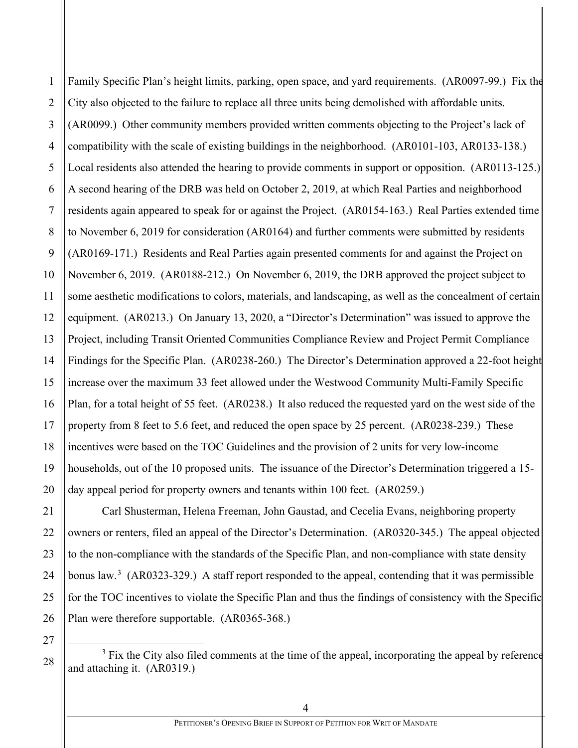Family Specific Plan's height limits, parking, open space, and yard requirements. (AR0097-99.) Fix the City also objected to the failure to replace all three units being demolished with affordable units. (AR0099.) Other community members provided written comments objecting to the Project's lack of compatibility with the scale of existing buildings in the neighborhood. (AR0101-103, AR0133-138.) Local residents also attended the hearing to provide comments in support or opposition. (AR0113-125.) A second hearing of the DRB was held on October 2, 2019, at which Real Parties and neighborhood residents again appeared to speak for or against the Project. (AR0154-163.) Real Parties extended time to November 6, 2019 for consideration (AR0164) and further comments were submitted by residents (AR0169-171.) Residents and Real Parties again presented comments for and against the Project on November 6, 2019. (AR0188-212.) On November 6, 2019, the DRB approved the project subject to some aesthetic modifications to colors, materials, and landscaping, as well as the concealment of certain equipment. (AR0213.) On January 13, 2020, a "Director's Determination" was issued to approve the Project, including Transit Oriented Communities Compliance Review and Project Permit Compliance Findings for the Specific Plan. (AR0238-260.) The Director's Determination approved a 22-foot height increase over the maximum 33 feet allowed under the Westwood Community Multi-Family Specific Plan, for a total height of 55 feet. (AR0238.) It also reduced the requested yard on the west side of the property from 8 feet to 5.6 feet, and reduced the open space by 25 percent. (AR0238-239.) These incentives were based on the TOC Guidelines and the provision of 2 units for very low-income households, out of the 10 proposed units. The issuance of the Director's Determination triggered a 15-day appeal period for property owners and tenants within 100 feet. (AR0259.)

Carl Shusterman, Helena Freeman, John Gaustad, and Cecelia Evans, neighboring property owners or renters, filed an appeal of the Director's Determination. (AR0320-345.) The appeal objected to the non-compliance with the standards of the Specific Plan, and non-compliance with state density bonus law.[3] (AR0323-329.) A staff report responded to the appeal, contending that it was permissible for the TOC incentives to violate the Specific Plan and thus the findings of consistency with the Specific Plan were therefore supportable. (AR0365-368.)

[3] Fix the City also filed comments at the time of the appeal, incorporating the appeal by reference and attaching it. (AR0319.)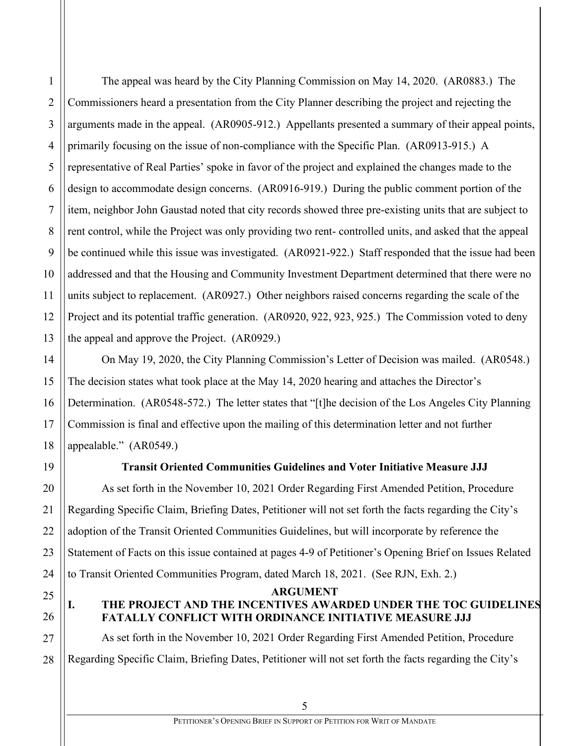The appeal was heard by the City Planning Commission on May 14, 2020. (AR0883.) The Commissioners heard a presentation from the City Planner describing the project and rejecting the arguments made in the appeal. (AR0905-912.) Appellants presented a summary of their appeal points, primarily focusing on the issue of non-compliance with the Specific Plan. (AR0913-915.) A representative of Real Parties' spoke in favor of the project and explained the changes made to the design to accommodate design concerns. (AR0916-919.) During the public comment portion of the item, neighbor John Gaustad noted that city records showed three pre-existing units that are subject to rent control, while the Project was only providing two rent- controlled units, and asked that the appeal be continued while this issue was investigated. (AR0921-922.) Staff responded that the issue had been addressed and that the Housing and Community Investment Department determined that there were no units subject to replacement. (AR0927.) Other neighbors raised concerns regarding the scale of the Project and its potential traffic generation. (AR0920, 922, 923, 925.) The Commission voted to deny the appeal and approve the Project. (AR0929.)

On May 19, 2020, the City Planning Commission's Letter of Decision was mailed. (AR0548.) The decision states what took place at the May 14, 2020 hearing and attaches the Director's Determination. (AR0548-572.) The letter states that "[t]he decision of the Los Angeles City Planning Commission is final and effective upon the mailing of this determination letter and not further appealable." (AR0549.)

**Transit Oriented Communities Guidelines and Voter Initiative Measure JJJ**

As set forth in the November 10, 2021 Order Regarding First Amended Petition, Procedure Regarding Specific Claim, Briefing Dates, Petitioner will not set forth the facts regarding the City's adoption of the Transit Oriented Communities Guidelines, but will incorporate by reference the Statement of Facts on this issue contained at pages 4-9 of Petitioner's Opening Brief on Issues Related to Transit Oriented Communities Program, dated March 18, 2021. (See RJN, Exh. 2.)

## ARGUMENT

### I. THE PROJECT AND THE INCENTIVES AWARDED UNDER THE TOC GUIDELINES FATALLY CONFLICT WITH ORDINANCE INITIATIVE MEASURE JJJ

As set forth in the November 10, 2021 Order Regarding First Amended Petition, Procedure Regarding Specific Claim, Briefing Dates, Petitioner will not set forth the facts regarding the City's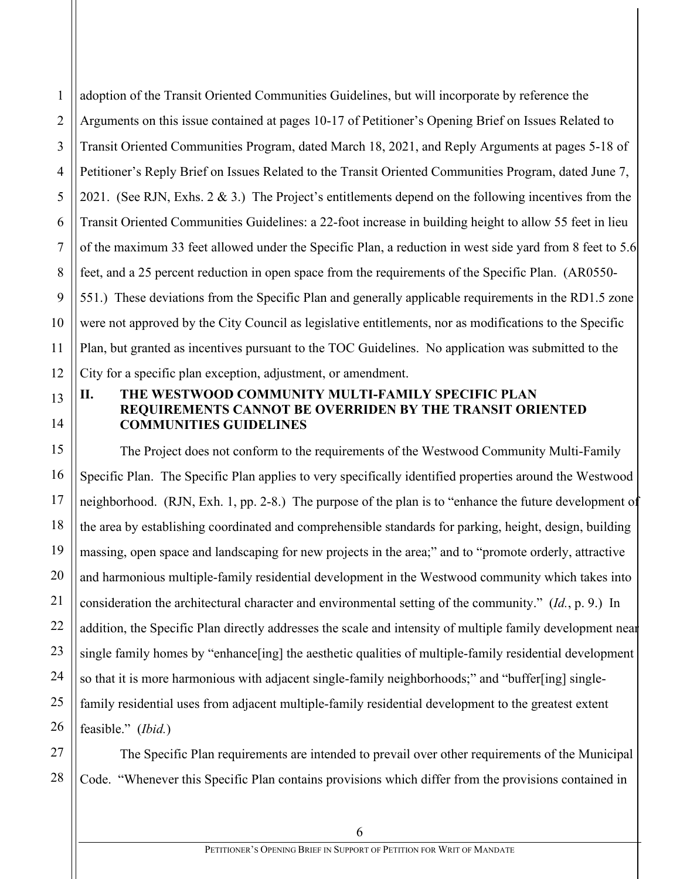adoption of the Transit Oriented Communities Guidelines, but will incorporate by reference the Arguments on this issue contained at pages 10-17 of Petitioner's Opening Brief on Issues Related to Transit Oriented Communities Program, dated March 18, 2021, and Reply Arguments at pages 5-18 of Petitioner's Reply Brief on Issues Related to the Transit Oriented Communities Program, dated June 7, 2021. (See RJN, Exhs. 2 & 3.) The Project's entitlements depend on the following incentives from the Transit Oriented Communities Guidelines: a 22-foot increase in building height to allow 55 feet in lieu of the maximum 33 feet allowed under the Specific Plan, a reduction in west side yard from 8 feet to 5.6 feet, and a 25 percent reduction in open space from the requirements of the Specific Plan. (AR0550-551.) These deviations from the Specific Plan and generally applicable requirements in the RD1.5 zone were not approved by the City Council as legislative entitlements, nor as modifications to the Specific Plan, but granted as incentives pursuant to the TOC Guidelines. No application was submitted to the City for a specific plan exception, adjustment, or amendment.

## II. THE WESTWOOD COMMUNITY MULTI-FAMILY SPECIFIC PLAN REQUIREMENTS CANNOT BE OVERRIDEN BY THE TRANSIT ORIENTED COMMUNITIES GUIDELINES

The Project does not conform to the requirements of the Westwood Community Multi-Family Specific Plan. The Specific Plan applies to very specifically identified properties around the Westwood neighborhood. (RJN, Exh. 1, pp. 2-8.) The purpose of the plan is to "enhance the future development of the area by establishing coordinated and comprehensible standards for parking, height, design, building massing, open space and landscaping for new projects in the area;" and to "promote orderly, attractive and harmonious multiple-family residential development in the Westwood community which takes into consideration the architectural character and environmental setting of the community." (*Id.*, p. 9.) In addition, the Specific Plan directly addresses the scale and intensity of multiple family development near single family homes by "enhance[ing] the aesthetic qualities of multiple-family residential development so that it is more harmonious with adjacent single-family neighborhoods;" and "buffer[ing] single-family residential uses from adjacent multiple-family residential development to the greatest extent feasible." (*Ibid.*)

The Specific Plan requirements are intended to prevail over other requirements of the Municipal Code. "Whenever this Specific Plan contains provisions which differ from the provisions contained in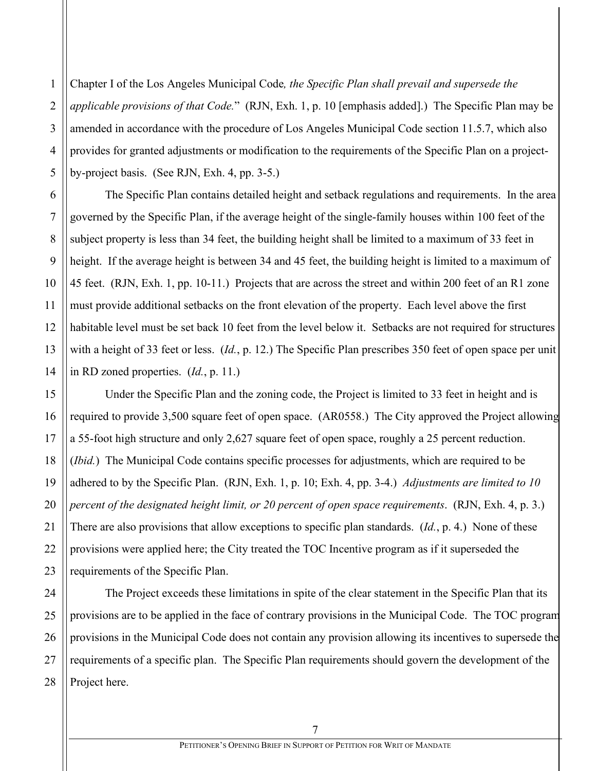Chapter I of the Los Angeles Municipal Code*, the Specific Plan shall prevail and supersede the applicable provisions of that Code.*" (RJN, Exh. 1, p. 10 [emphasis added].) The Specific Plan may be amended in accordance with the procedure of Los Angeles Municipal Code section 11.5.7, which also provides for granted adjustments or modification to the requirements of the Specific Plan on a project-by-project basis. (See RJN, Exh. 4, pp. 3-5.)

The Specific Plan contains detailed height and setback regulations and requirements. In the area governed by the Specific Plan, if the average height of the single-family houses within 100 feet of the subject property is less than 34 feet, the building height shall be limited to a maximum of 33 feet in height. If the average height is between 34 and 45 feet, the building height is limited to a maximum of 45 feet. (RJN, Exh. 1, pp. 10-11.) Projects that are across the street and within 200 feet of an R1 zone must provide additional setbacks on the front elevation of the property. Each level above the first habitable level must be set back 10 feet from the level below it. Setbacks are not required for structures with a height of 33 feet or less. (*Id.*, p. 12.) The Specific Plan prescribes 350 feet of open space per unit in RD zoned properties. (*Id.*, p. 11.)

Under the Specific Plan and the zoning code, the Project is limited to 33 feet in height and is required to provide 3,500 square feet of open space. (AR0558.) The City approved the Project allowing a 55-foot high structure and only 2,627 square feet of open space, roughly a 25 percent reduction. (*Ibid.*) The Municipal Code contains specific processes for adjustments, which are required to be adhered to by the Specific Plan. (RJN, Exh. 1, p. 10; Exh. 4, pp. 3-4.) *Adjustments are limited to 10 percent of the designated height limit, or 20 percent of open space requirements*. (RJN, Exh. 4, p. 3.) There are also provisions that allow exceptions to specific plan standards. (*Id.*, p. 4.) None of these provisions were applied here; the City treated the TOC Incentive program as if it superseded the requirements of the Specific Plan.

The Project exceeds these limitations in spite of the clear statement in the Specific Plan that its provisions are to be applied in the face of contrary provisions in the Municipal Code. The TOC program provisions in the Municipal Code does not contain any provision allowing its incentives to supersede the requirements of a specific plan. The Specific Plan requirements should govern the development of the Project here.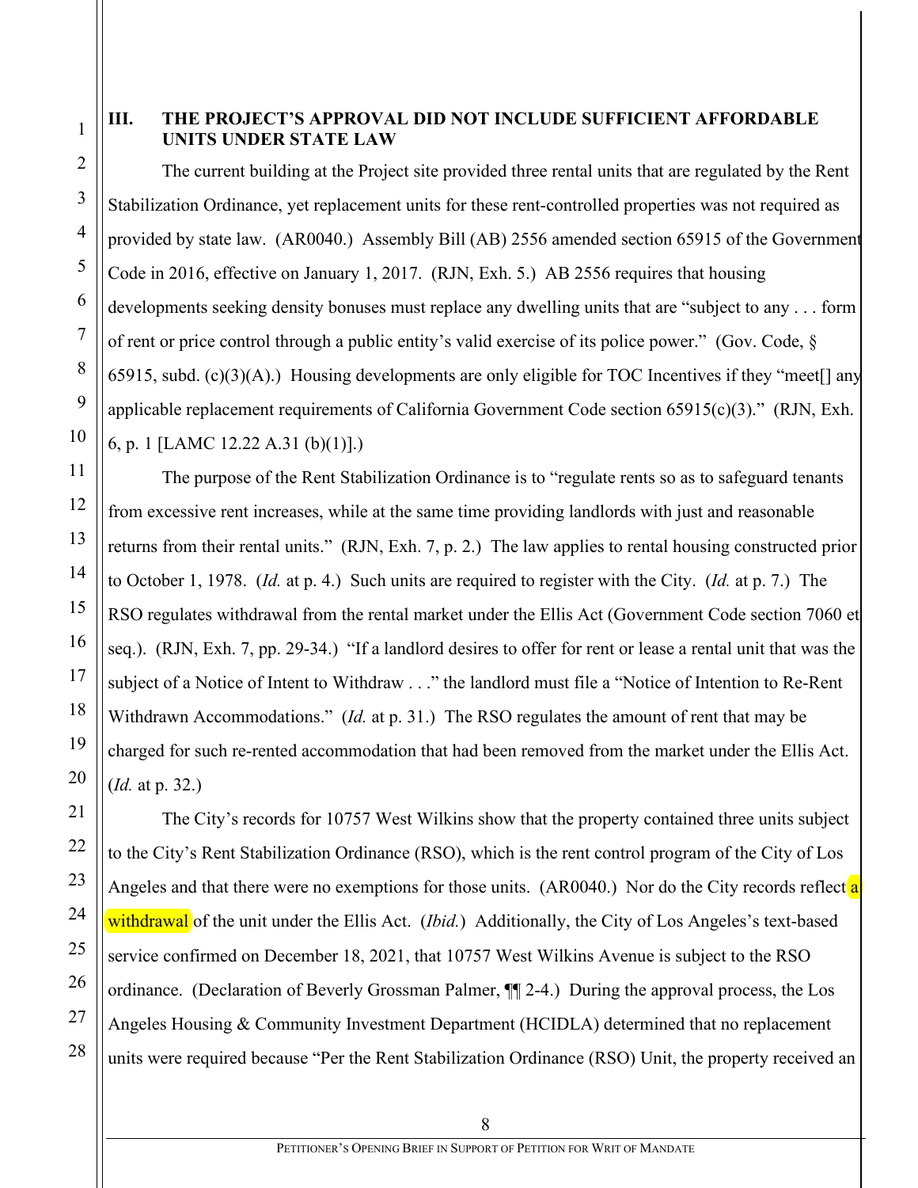## III. THE PROJECT'S APPROVAL DID NOT INCLUDE SUFFICIENT AFFORDABLE UNITS UNDER STATE LAW

The current building at the Project site provided three rental units that are regulated by the Rent Stabilization Ordinance, yet replacement units for these rent-controlled properties was not required as provided by state law. (AR0040.) Assembly Bill (AB) 2556 amended section 65915 of the Government Code in 2016, effective on January 1, 2017. (RJN, Exh. 5.) AB 2556 requires that housing developments seeking density bonuses must replace any dwelling units that are "subject to any . . . form of rent or price control through a public entity's valid exercise of its police power." (Gov. Code, § 65915, subd. (c)(3)(A).) Housing developments are only eligible for TOC Incentives if they "meet[] any applicable replacement requirements of California Government Code section 65915(c)(3)." (RJN, Exh. 6, p. 1 [LAMC 12.22 A.31 (b)(1)].)

The purpose of the Rent Stabilization Ordinance is to "regulate rents so as to safeguard tenants from excessive rent increases, while at the same time providing landlords with just and reasonable returns from their rental units." (RJN, Exh. 7, p. 2.) The law applies to rental housing constructed prior to October 1, 1978. (*Id.* at p. 4.) Such units are required to register with the City. (*Id.* at p. 7.) The RSO regulates withdrawal from the rental market under the Ellis Act (Government Code section 7060 et seq.). (RJN, Exh. 7, pp. 29-34.) "If a landlord desires to offer for rent or lease a rental unit that was the subject of a Notice of Intent to Withdraw . . ." the landlord must file a "Notice of Intention to Re-Rent Withdrawn Accommodations." (*Id.* at p. 31.) The RSO regulates the amount of rent that may be charged for such re-rented accommodation that had been removed from the market under the Ellis Act. (*Id.* at p. 32.)

The City's records for 10757 West Wilkins show that the property contained three units subject to the City's Rent Stabilization Ordinance (RSO), which is the rent control program of the City of Los Angeles and that there were no exemptions for those units. (AR0040.) Nor do the City records reflect a withdrawal of the unit under the Ellis Act. (*Ibid.*) Additionally, the City of Los Angeles's text-based service confirmed on December 18, 2021, that 10757 West Wilkins Avenue is subject to the RSO ordinance. (Declaration of Beverly Grossman Palmer, ¶¶ 2-4.) During the approval process, the Los Angeles Housing & Community Investment Department (HCIDLA) determined that no replacement units were required because "Per the Rent Stabilization Ordinance (RSO) Unit, the property received an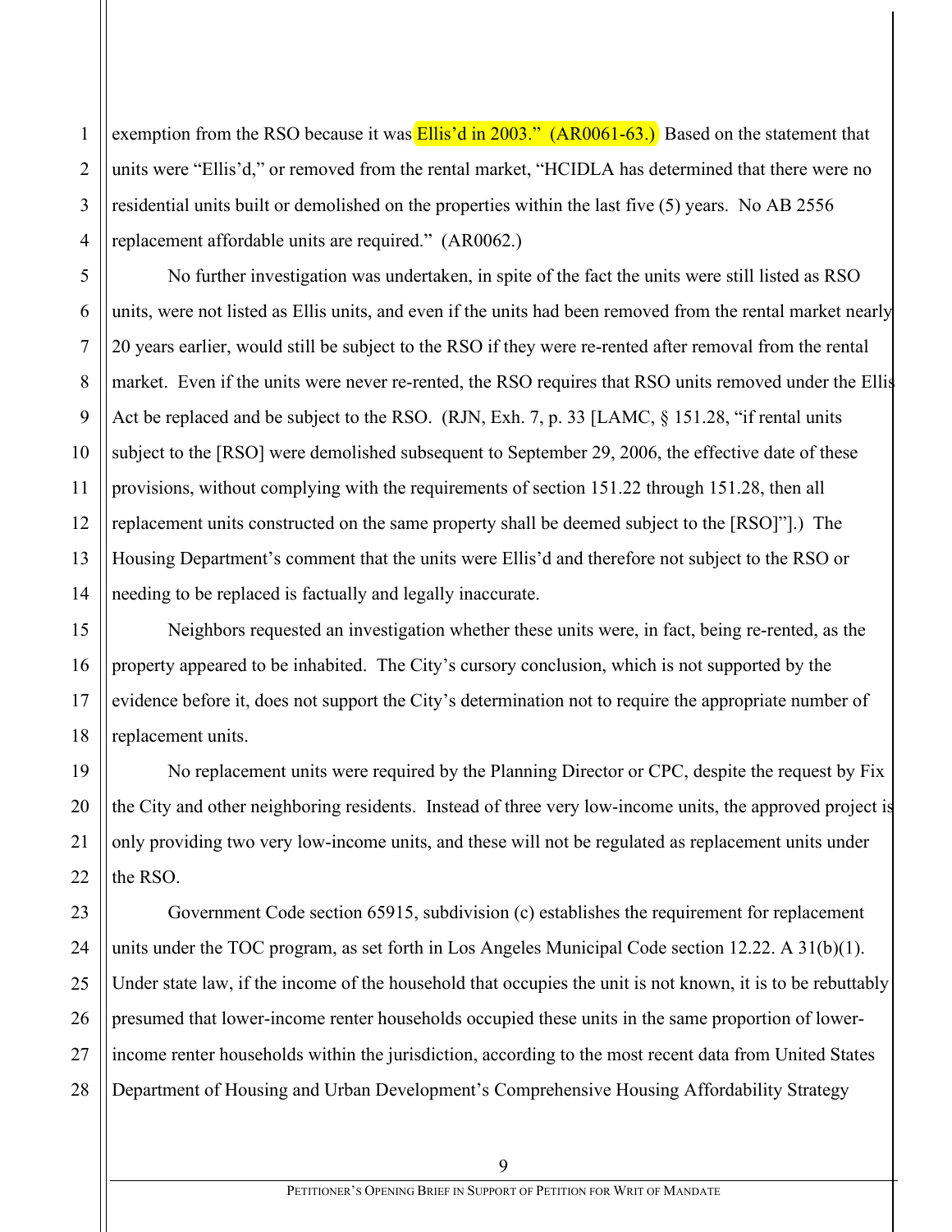exemption from the RSO because it was Ellis'd in 2003." (AR0061-63.) Based on the statement that units were "Ellis'd," or removed from the rental market, "HCIDLA has determined that there were no residential units built or demolished on the properties within the last five (5) years. No AB 2556 replacement affordable units are required." (AR0062.)

No further investigation was undertaken, in spite of the fact the units were still listed as RSO units, were not listed as Ellis units, and even if the units had been removed from the rental market nearly 20 years earlier, would still be subject to the RSO if they were re-rented after removal from the rental market. Even if the units were never re-rented, the RSO requires that RSO units removed under the Ellis Act be replaced and be subject to the RSO. (RJN, Exh. 7, p. 33 [LAMC, § 151.28, "if rental units subject to the [RSO] were demolished subsequent to September 29, 2006, the effective date of these provisions, without complying with the requirements of section 151.22 through 151.28, then all replacement units constructed on the same property shall be deemed subject to the [RSO]"].) The Housing Department's comment that the units were Ellis'd and therefore not subject to the RSO or needing to be replaced is factually and legally inaccurate.

Neighbors requested an investigation whether these units were, in fact, being re-rented, as the property appeared to be inhabited. The City's cursory conclusion, which is not supported by the evidence before it, does not support the City's determination not to require the appropriate number of replacement units.

No replacement units were required by the Planning Director or CPC, despite the request by Fix the City and other neighboring residents. Instead of three very low-income units, the approved project is only providing two very low-income units, and these will not be regulated as replacement units under the RSO.

Government Code section 65915, subdivision (c) establishes the requirement for replacement units under the TOC program, as set forth in Los Angeles Municipal Code section 12.22. A 31(b)(1). Under state law, if the income of the household that occupies the unit is not known, it is to be rebuttably presumed that lower-income renter households occupied these units in the same proportion of lower-income renter households within the jurisdiction, according to the most recent data from United States Department of Housing and Urban Development's Comprehensive Housing Affordability Strategy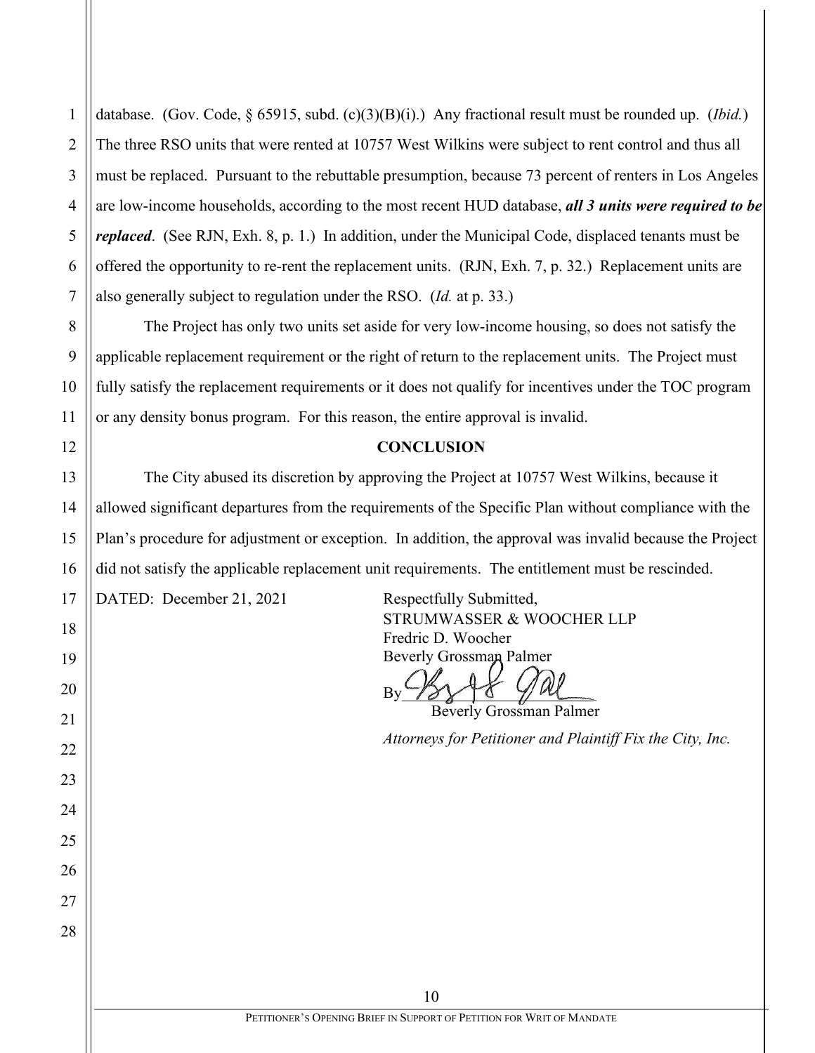database. (Gov. Code, § 65915, subd. (c)(3)(B)(i).) Any fractional result must be rounded up. (*Ibid.*) The three RSO units that were rented at 10757 West Wilkins were subject to rent control and thus all must be replaced. Pursuant to the rebuttable presumption, because 73 percent of renters in Los Angeles are low-income households, according to the most recent HUD database, ***all 3 units were required to be replaced***. (See RJN, Exh. 8, p. 1.) In addition, under the Municipal Code, displaced tenants must be offered the opportunity to re-rent the replacement units. (RJN, Exh. 7, p. 32.) Replacement units are also generally subject to regulation under the RSO. (*Id.* at p. 33.)

The Project has only two units set aside for very low-income housing, so does not satisfy the applicable replacement requirement or the right of return to the replacement units. The Project must fully satisfy the replacement requirements or it does not qualify for incentives under the TOC program or any density bonus program. For this reason, the entire approval is invalid.

## CONCLUSION

The City abused its discretion by approving the Project at 10757 West Wilkins, because it allowed significant departures from the requirements of the Specific Plan without compliance with the Plan's procedure for adjustment or exception. In addition, the approval was invalid because the Project did not satisfy the applicable replacement unit requirements. The entitlement must be rescinded.

DATED: December 21, 2021

Respectfully Submitted,
STRUMWASSER & WOOCHER LLP
Fredric D. Woocher
Beverly Grossman Palmer

By ______________________
Beverly Grossman Palmer

*Attorneys for Petitioner and Plaintiff Fix the City, Inc.*